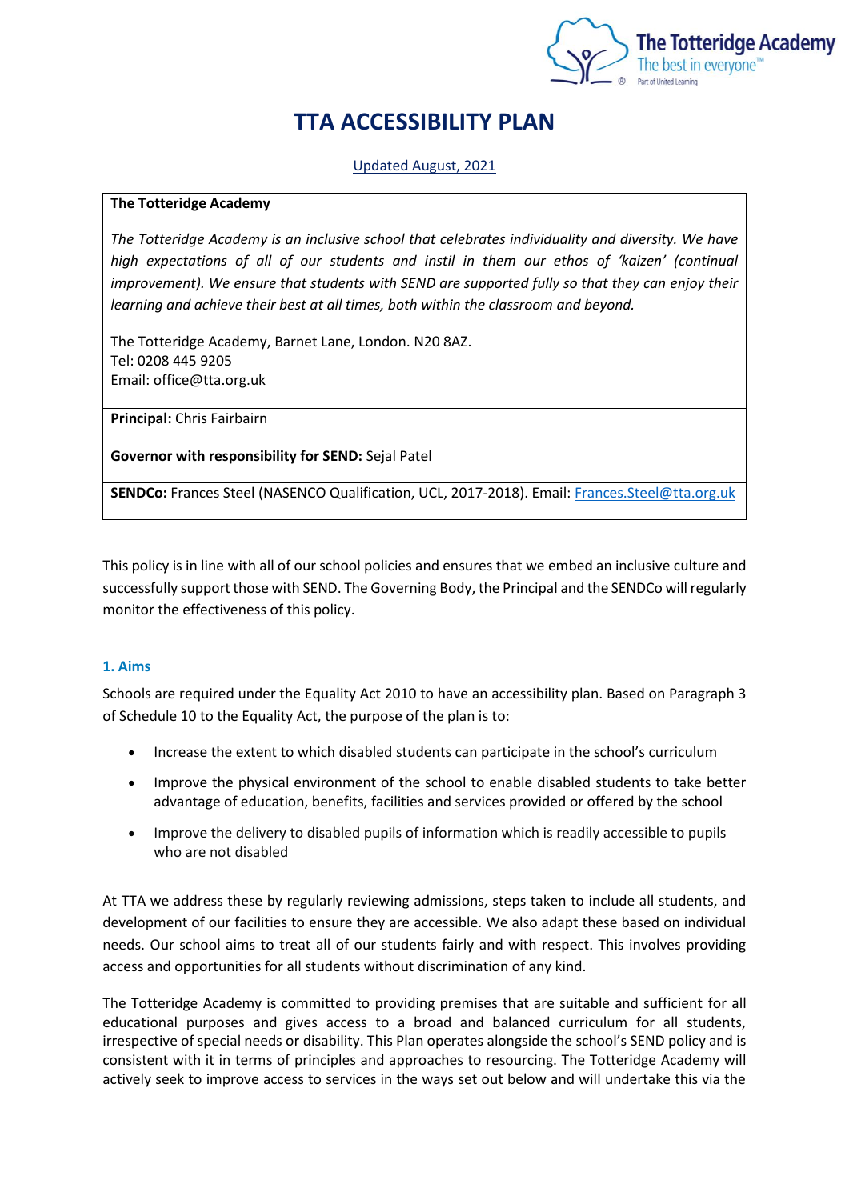# TTA ACCESSIBILITY PLAN

Updated August, 2021

**The Totteridge Academy**

*The Totteridge Academy is an inclusive school that celebrates individuality and diversity. We have high expectations of all of our students and instil in them our ethos of 'kaizen' (continual improvement). We ensure that students with SEND are supported fully so that they can enjoy their learning and achieve their best at all times, both within the classroom and beyond.*

The Totteridge Academy, Barnet Lane, London. N20 8AZ.
Tel: 0208 445 9205
Email: office@tta.org.uk

**Principal:** Chris Fairbairn

**Governor with responsibility for SEND:** Sejal Patel

**SENDCo:** Frances Steel (NASENCO Qualification, UCL, 2017-2018). Email: Frances.Steel@tta.org.uk

This policy is in line with all of our school policies and ensures that we embed an inclusive culture and successfully support those with SEND. The Governing Body, the Principal and the SENDCo will regularly monitor the effectiveness of this policy.

## 1. Aims

Schools are required under the Equality Act 2010 to have an accessibility plan. Based on Paragraph 3 of Schedule 10 to the Equality Act, the purpose of the plan is to:

- Increase the extent to which disabled students can participate in the school's curriculum
- Improve the physical environment of the school to enable disabled students to take better advantage of education, benefits, facilities and services provided or offered by the school
- Improve the delivery to disabled pupils of information which is readily accessible to pupils who are not disabled

At TTA we address these by regularly reviewing admissions, steps taken to include all students, and development of our facilities to ensure they are accessible. We also adapt these based on individual needs. Our school aims to treat all of our students fairly and with respect. This involves providing access and opportunities for all students without discrimination of any kind.

The Totteridge Academy is committed to providing premises that are suitable and sufficient for all educational purposes and gives access to a broad and balanced curriculum for all students, irrespective of special needs or disability. This Plan operates alongside the school's SEND policy and is consistent with it in terms of principles and approaches to resourcing. The Totteridge Academy will actively seek to improve access to services in the ways set out below and will undertake this via the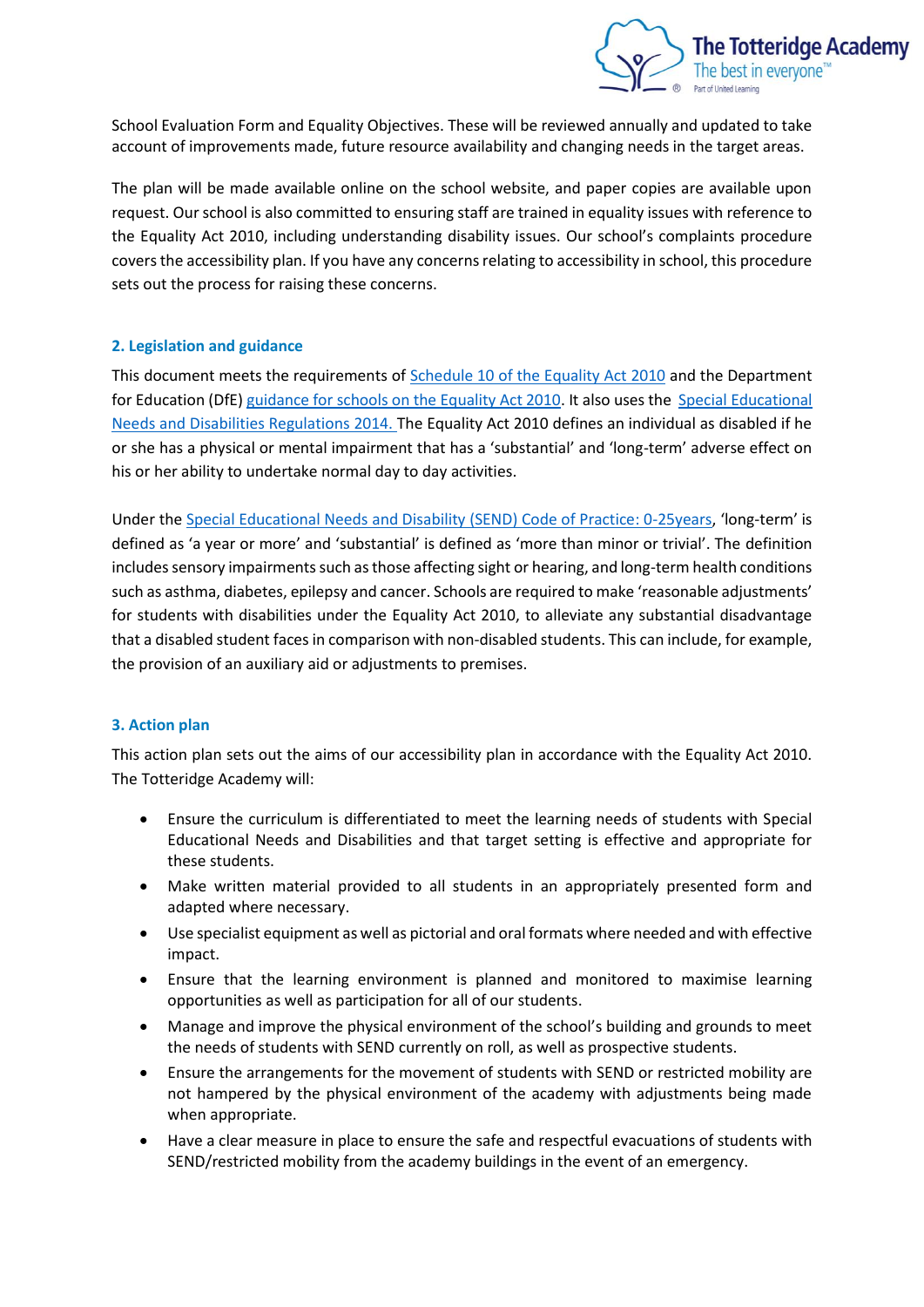School Evaluation Form and Equality Objectives. These will be reviewed annually and updated to take account of improvements made, future resource availability and changing needs in the target areas.

The plan will be made available online on the school website, and paper copies are available upon request. Our school is also committed to ensuring staff are trained in equality issues with reference to the Equality Act 2010, including understanding disability issues. Our school's complaints procedure covers the accessibility plan. If you have any concerns relating to accessibility in school, this procedure sets out the process for raising these concerns.

## 2. Legislation and guidance

This document meets the requirements of Schedule 10 of the Equality Act 2010 and the Department for Education (DfE) guidance for schools on the Equality Act 2010. It also uses the Special Educational Needs and Disabilities Regulations 2014. The Equality Act 2010 defines an individual as disabled if he or she has a physical or mental impairment that has a 'substantial' and 'long-term' adverse effect on his or her ability to undertake normal day to day activities.

Under the Special Educational Needs and Disability (SEND) Code of Practice: 0-25years, 'long-term' is defined as 'a year or more' and 'substantial' is defined as 'more than minor or trivial'. The definition includes sensory impairments such as those affecting sight or hearing, and long-term health conditions such as asthma, diabetes, epilepsy and cancer. Schools are required to make 'reasonable adjustments' for students with disabilities under the Equality Act 2010, to alleviate any substantial disadvantage that a disabled student faces in comparison with non-disabled students. This can include, for example, the provision of an auxiliary aid or adjustments to premises.

## 3. Action plan

This action plan sets out the aims of our accessibility plan in accordance with the Equality Act 2010. The Totteridge Academy will:

- Ensure the curriculum is differentiated to meet the learning needs of students with Special Educational Needs and Disabilities and that target setting is effective and appropriate for these students.
- Make written material provided to all students in an appropriately presented form and adapted where necessary.
- Use specialist equipment as well as pictorial and oral formats where needed and with effective impact.
- Ensure that the learning environment is planned and monitored to maximise learning opportunities as well as participation for all of our students.
- Manage and improve the physical environment of the school's building and grounds to meet the needs of students with SEND currently on roll, as well as prospective students.
- Ensure the arrangements for the movement of students with SEND or restricted mobility are not hampered by the physical environment of the academy with adjustments being made when appropriate.
- Have a clear measure in place to ensure the safe and respectful evacuations of students with SEND/restricted mobility from the academy buildings in the event of an emergency.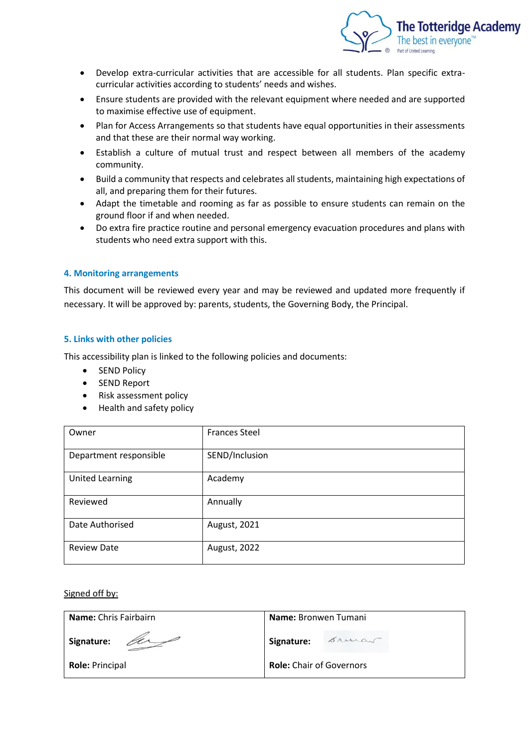- Develop extra-curricular activities that are accessible for all students. Plan specific extra-curricular activities according to students' needs and wishes.
- Ensure students are provided with the relevant equipment where needed and are supported to maximise effective use of equipment.
- Plan for Access Arrangements so that students have equal opportunities in their assessments and that these are their normal way working.
- Establish a culture of mutual trust and respect between all members of the academy community.
- Build a community that respects and celebrates all students, maintaining high expectations of all, and preparing them for their futures.
- Adapt the timetable and rooming as far as possible to ensure students can remain on the ground floor if and when needed.
- Do extra fire practice routine and personal emergency evacuation procedures and plans with students who need extra support with this.

### 4. Monitoring arrangements

This document will be reviewed every year and may be reviewed and updated more frequently if necessary. It will be approved by: parents, students, the Governing Body, the Principal.

### 5. Links with other policies

This accessibility plan is linked to the following policies and documents:

- SEND Policy
- SEND Report
- Risk assessment policy
- Health and safety policy

| | |
|---|---|
| Owner | Frances Steel |
| Department responsible | SEND/Inclusion |
| United Learning | Academy |
| Reviewed | Annually |
| Date Authorised | August, 2021 |
| Review Date | August, 2022 |

<u>Signed off by:</u>

| | |
|---|---|
| **Name:** Chris Fairbairn<br>**Signature:**<br>**Role:** Principal | **Name:** Bronwen Tumani<br>**Signature:**<br>**Role:** Chair of Governors |